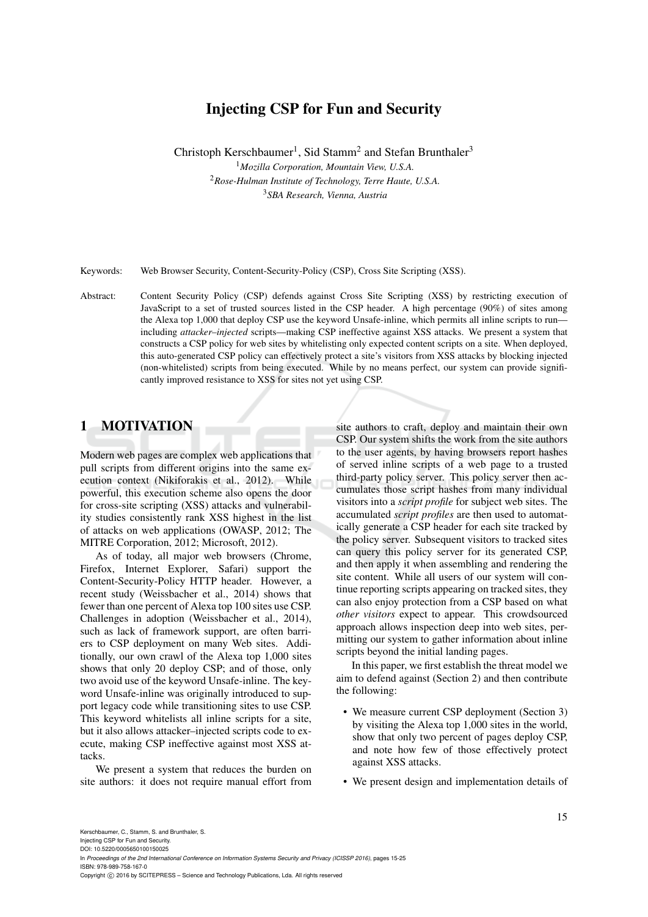# Injecting CSP for Fun and Security

Christoph Kerschbaumer[1], Sid Stamm[2] and Stefan Brunthaler[3]

[1]*Mozilla Corporation, Mountain View, U.S.A.*
[2]*Rose-Hulman Institute of Technology, Terre Haute, U.S.A.*
[3]*SBA Research, Vienna, Austria*

Keywords: Web Browser Security, Content-Security-Policy (CSP), Cross Site Scripting (XSS).

Abstract: Content Security Policy (CSP) defends against Cross Site Scripting (XSS) by restricting execution of JavaScript to a set of trusted sources listed in the CSP header. A high percentage (90%) of sites among the Alexa top 1,000 that deploy CSP use the keyword Unsafe-inline, which permits all inline scripts to run—including *attacker–injected* scripts—making CSP ineffective against XSS attacks. We present a system that constructs a CSP policy for web sites by whitelisting only expected content scripts on a site. When deployed, this auto-generated CSP policy can effectively protect a site's visitors from XSS attacks by blocking injected (non-whitelisted) scripts from being executed. While by no means perfect, our system can provide significantly improved resistance to XSS for sites not yet using CSP.

## 1 MOTIVATION

Modern web pages are complex web applications that pull scripts from different origins into the same execution context (Nikiforakis et al., 2012). While powerful, this execution scheme also opens the door for cross-site scripting (XSS) attacks and vulnerability studies consistently rank XSS highest in the list of attacks on web applications (OWASP, 2012; The MITRE Corporation, 2012; Microsoft, 2012).

As of today, all major web browsers (Chrome, Firefox, Internet Explorer, Safari) support the Content-Security-Policy HTTP header. However, a recent study (Weissbacher et al., 2014) shows that fewer than one percent of Alexa top 100 sites use CSP. Challenges in adoption (Weissbacher et al., 2014), such as lack of framework support, are often barriers to CSP deployment on many Web sites. Additionally, our own crawl of the Alexa top 1,000 sites shows that only 20 deploy CSP; and of those, only two avoid use of the keyword Unsafe-inline. The keyword Unsafe-inline was originally introduced to support legacy code while transitioning sites to use CSP. This keyword whitelists all inline scripts for a site, but it also allows attacker–injected scripts code to execute, making CSP ineffective against most XSS attacks.

We present a system that reduces the burden on site authors: it does not require manual effort from site authors to craft, deploy and maintain their own CSP. Our system shifts the work from the site authors to the user agents, by having browsers report hashes of served inline scripts of a web page to a trusted third-party policy server. This policy server then accumulates those script hashes from many individual visitors into a *script profile* for subject web sites. The accumulated *script profiles* are then used to automatically generate a CSP header for each site tracked by the policy server. Subsequent visitors to tracked sites can query this policy server for its generated CSP, and then apply it when assembling and rendering the site content. While all users of our system will continue reporting scripts appearing on tracked sites, they can also enjoy protection from a CSP based on what *other visitors* expect to appear. This crowdsourced approach allows inspection deep into web sites, permitting our system to gather information about inline scripts beyond the initial landing pages.

In this paper, we first establish the threat model we aim to defend against (Section 2) and then contribute the following:

- We measure current CSP deployment (Section 3) by visiting the Alexa top 1,000 sites in the world, show that only two percent of pages deploy CSP, and note how few of those effectively protect against XSS attacks.
- We present design and implementation details of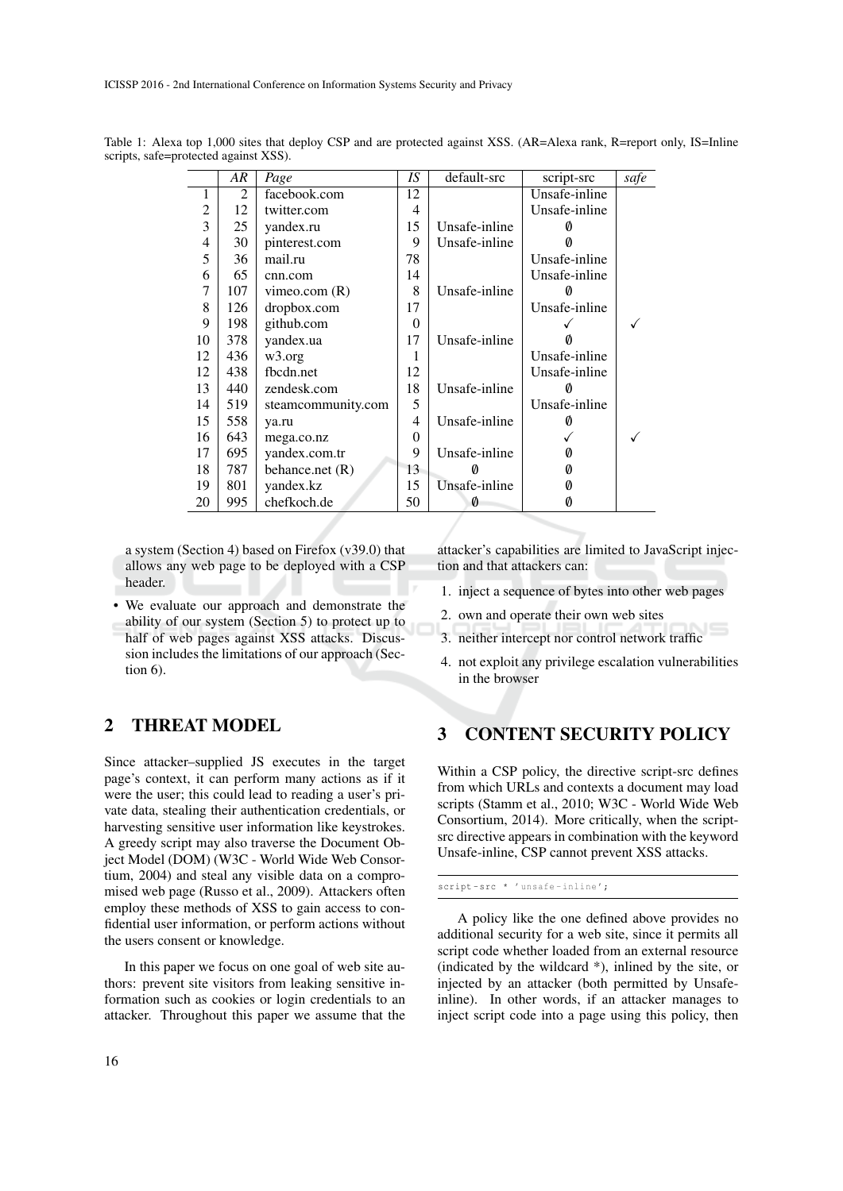Table 1: Alexa top 1,000 sites that deploy CSP and are protected against XSS. (AR=Alexa rank, R=report only, IS=Inline scripts, safe=protected against XSS).

| | *AR* | *Page* | *IS* | default-src | script-src | *safe* |
|---|---|---|---|---|---|---|
| 1 | 2 | facebook.com | 12 | | Unsafe-inline | |
| 2 | 12 | twitter.com | 4 | | Unsafe-inline | |
| 3 | 25 | yandex.ru | 15 | Unsafe-inline | ∅ | |
| 4 | 30 | pinterest.com | 9 | Unsafe-inline | ∅ | |
| 5 | 36 | mail.ru | 78 | | Unsafe-inline | |
| 6 | 65 | cnn.com | 14 | | Unsafe-inline | |
| 7 | 107 | vimeo.com (R) | 8 | Unsafe-inline | ∅ | |
| 8 | 126 | dropbox.com | 17 | | Unsafe-inline | |
| 9 | 198 | github.com | 0 | | ✓ | ✓ |
| 10 | 378 | yandex.ua | 17 | Unsafe-inline | ∅ | |
| 12 | 436 | w3.org | 1 | | Unsafe-inline | |
| 12 | 438 | fbcdn.net | 12 | | Unsafe-inline | |
| 13 | 440 | zendesk.com | 18 | Unsafe-inline | ∅ | |
| 14 | 519 | steamcommunity.com | 5 | | Unsafe-inline | |
| 15 | 558 | ya.ru | 4 | Unsafe-inline | ∅ | |
| 16 | 643 | mega.co.nz | 0 | | ✓ | ✓ |
| 17 | 695 | yandex.com.tr | 9 | Unsafe-inline | ∅ | |
| 18 | 787 | behance.net (R) | 13 | ∅ | ∅ | |
| 19 | 801 | yandex.kz | 15 | Unsafe-inline | ∅ | |
| 20 | 995 | chefkoch.de | 50 | ∅ | ∅ | |

a system (Section 4) based on Firefox (v39.0) that allows any web page to be deployed with a CSP header.

- We evaluate our approach and demonstrate the ability of our system (Section 5) to protect up to half of web pages against XSS attacks. Discussion includes the limitations of our approach (Section 6).

## 2 THREAT MODEL

Since attacker–supplied JS executes in the target page's context, it can perform many actions as if it were the user; this could lead to reading a user's private data, stealing their authentication credentials, or harvesting sensitive user information like keystrokes. A greedy script may also traverse the Document Object Model (DOM) (W3C - World Wide Web Consortium, 2004) and steal any visible data on a compromised web page (Russo et al., 2009). Attackers often employ these methods of XSS to gain access to confidential user information, or perform actions without the users consent or knowledge.

In this paper we focus on one goal of web site authors: prevent site visitors from leaking sensitive information such as cookies or login credentials to an attacker. Throughout this paper we assume that the attacker's capabilities are limited to JavaScript injection and that attackers can:

1. inject a sequence of bytes into other web pages
2. own and operate their own web sites
3. neither intercept nor control network traffic
4. not exploit any privilege escalation vulnerabilities in the browser

## 3 CONTENT SECURITY POLICY

Within a CSP policy, the directive script-src defines from which URLs and contexts a document may load scripts (Stamm et al., 2010; W3C - World Wide Web Consortium, 2014). More critically, when the script-src directive appears in combination with the keyword Unsafe-inline, CSP cannot prevent XSS attacks.

```
script-src * 'unsafe-inline';
```

A policy like the one defined above provides no additional security for a web site, since it permits all script code whether loaded from an external resource (indicated by the wildcard *), inlined by the site, or injected by an attacker (both permitted by Unsafe-inline). In other words, if an attacker manages to inject script code into a page using this policy, then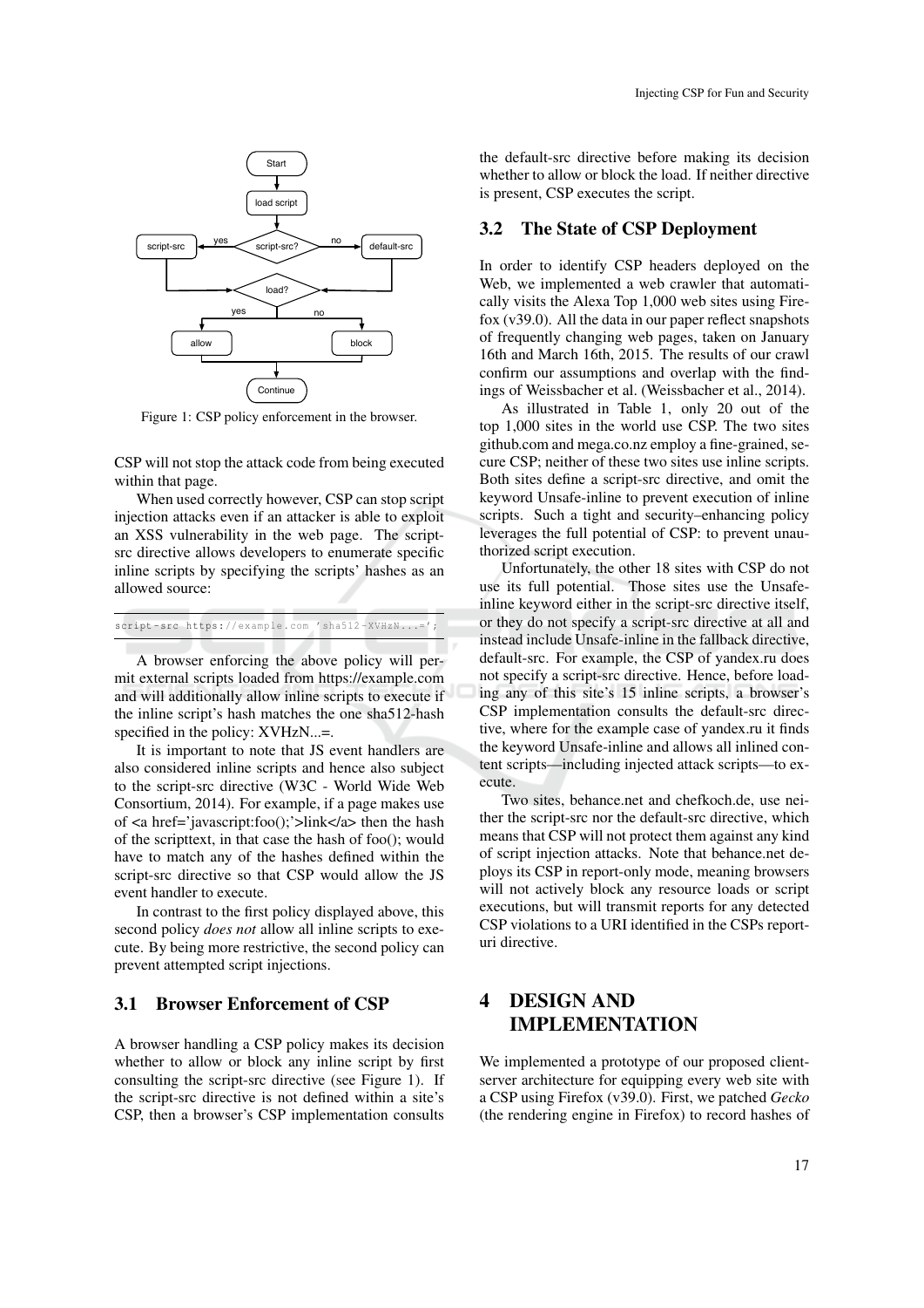Figure 1: CSP policy enforcement in the browser.

CSP will not stop the attack code from being executed within that page.

When used correctly however, CSP can stop script injection attacks even if an attacker is able to exploit an XSS vulnerability in the web page. The script-src directive allows developers to enumerate specific inline scripts by specifying the scripts' hashes as an allowed source:

```
script-src https://example.com 'sha512-XVHzN...=';
```

A browser enforcing the above policy will permit external scripts loaded from https://example.com and will additionally allow inline scripts to execute if the inline script's hash matches the one sha512-hash specified in the policy: XVHzN...=.

It is important to note that JS event handlers are also considered inline scripts and hence also subject to the script-src directive (W3C - World Wide Web Consortium, 2014). For example, if a page makes use of <a href='javascript:foo();'>link</a> then the hash of the scripttext, in that case the hash of foo(); would have to match any of the hashes defined within the script-src directive so that CSP would allow the JS event handler to execute.

In contrast to the first policy displayed above, this second policy *does not* allow all inline scripts to execute. By being more restrictive, the second policy can prevent attempted script injections.

### 3.1 Browser Enforcement of CSP

A browser handling a CSP policy makes its decision whether to allow or block any inline script by first consulting the script-src directive (see Figure 1). If the script-src directive is not defined within a site's CSP, then a browser's CSP implementation consults the default-src directive before making its decision whether to allow or block the load. If neither directive is present, CSP executes the script.

### 3.2 The State of CSP Deployment

In order to identify CSP headers deployed on the Web, we implemented a web crawler that automatically visits the Alexa Top 1,000 web sites using Firefox (v39.0). All the data in our paper reflect snapshots of frequently changing web pages, taken on January 16th and March 16th, 2015. The results of our crawl confirm our assumptions and overlap with the findings of Weissbacher et al. (Weissbacher et al., 2014).

As illustrated in Table 1, only 20 out of the top 1,000 sites in the world use CSP. The two sites github.com and mega.co.nz employ a fine-grained, secure CSP; neither of these two sites use inline scripts. Both sites define a script-src directive, and omit the keyword Unsafe-inline to prevent execution of inline scripts. Such a tight and security–enhancing policy leverages the full potential of CSP: to prevent unauthorized script execution.

Unfortunately, the other 18 sites with CSP do not use its full potential. Those sites use the Unsafe-inline keyword either in the script-src directive itself, or they do not specify a script-src directive at all and instead include Unsafe-inline in the fallback directive, default-src. For example, the CSP of yandex.ru does not specify a script-src directive. Hence, before loading any of this site's 15 inline scripts, a browser's CSP implementation consults the default-src directive, where for the example case of yandex.ru it finds the keyword Unsafe-inline and allows all inlined content scripts—including injected attack scripts—to execute.

Two sites, behance.net and chefkoch.de, use neither the script-src nor the default-src directive, which means that CSP will not protect them against any kind of script injection attacks. Note that behance.net deploys its CSP in report-only mode, meaning browsers will not actively block any resource loads or script executions, but will transmit reports for any detected CSP violations to a URI identified in the CSPs report-uri directive.

## 4 DESIGN AND IMPLEMENTATION

We implemented a prototype of our proposed client-server architecture for equipping every web site with a CSP using Firefox (v39.0). First, we patched *Gecko* (the rendering engine in Firefox) to record hashes of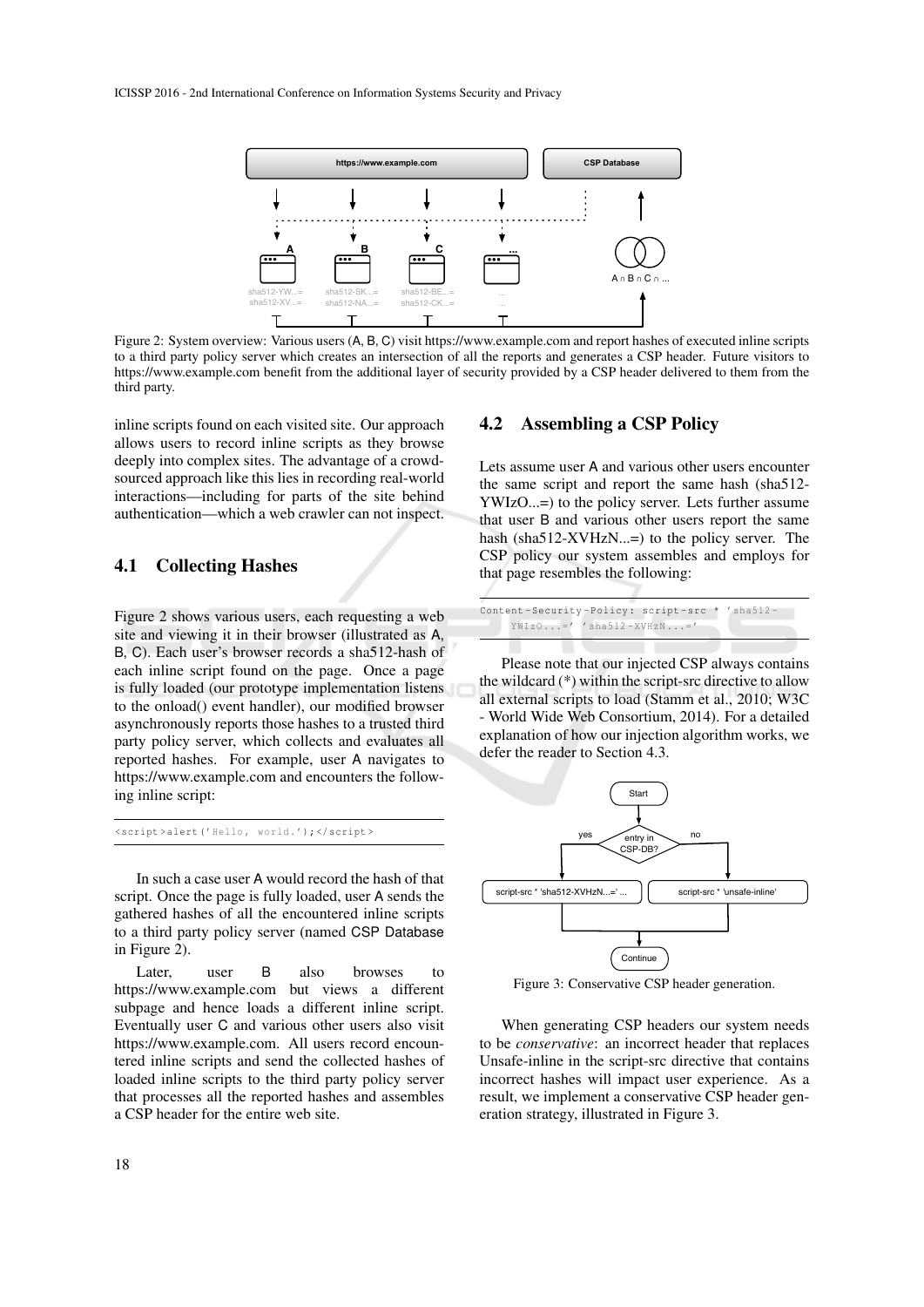Figure 2: System overview: Various users (A, B, C) visit https://www.example.com and report hashes of executed inline scripts to a third party policy server which creates an intersection of all the reports and generates a CSP header. Future visitors to https://www.example.com benefit from the additional layer of security provided by a CSP header delivered to them from the third party.

inline scripts found on each visited site. Our approach allows users to record inline scripts as they browse deeply into complex sites. The advantage of a crowd-sourced approach like this lies in recording real-world interactions—including for parts of the site behind authentication—which a web crawler can not inspect.

## 4.1 Collecting Hashes

Figure 2 shows various users, each requesting a web site and viewing it in their browser (illustrated as A, B, C). Each user's browser records a sha512-hash of each inline script found on the page. Once a page is fully loaded (our prototype implementation listens to the onload() event handler), our modified browser asynchronously reports those hashes to a trusted third party policy server, which collects and evaluates all reported hashes. For example, user A navigates to https://www.example.com and encounters the following inline script:

```
<script>alert('Hello, world.');</script>
```

In such a case user A would record the hash of that script. Once the page is fully loaded, user A sends the gathered hashes of all the encountered inline scripts to a third party policy server (named CSP Database in Figure 2).

Later, user B also browses to https://www.example.com but views a different subpage and hence loads a different inline script. Eventually user C and various other users also visit https://www.example.com. All users record encountered inline scripts and send the collected hashes of loaded inline scripts to the third party policy server that processes all the reported hashes and assembles a CSP header for the entire web site.

## 4.2 Assembling a CSP Policy

Lets assume user A and various other users encounter the same script and report the same hash (sha512-YWIzO...=) to the policy server. Lets further assume that user B and various other users report the same hash (sha512-XVHzN...=) to the policy server. The CSP policy our system assembles and employs for that page resembles the following:

```
Content-Security-Policy: script-src * 'sha512-
    YWIzO...=' 'sha512-XVHzN...='
```

Please note that our injected CSP always contains the wildcard (*) within the script-src directive to allow all external scripts to load (Stamm et al., 2010; W3C - World Wide Web Consortium, 2014). For a detailed explanation of how our injection algorithm works, we defer the reader to Section 4.3.

Figure 3: Conservative CSP header generation.

When generating CSP headers our system needs to be *conservative*: an incorrect header that replaces Unsafe-inline in the script-src directive that contains incorrect hashes will impact user experience. As a result, we implement a conservative CSP header generation strategy, illustrated in Figure 3.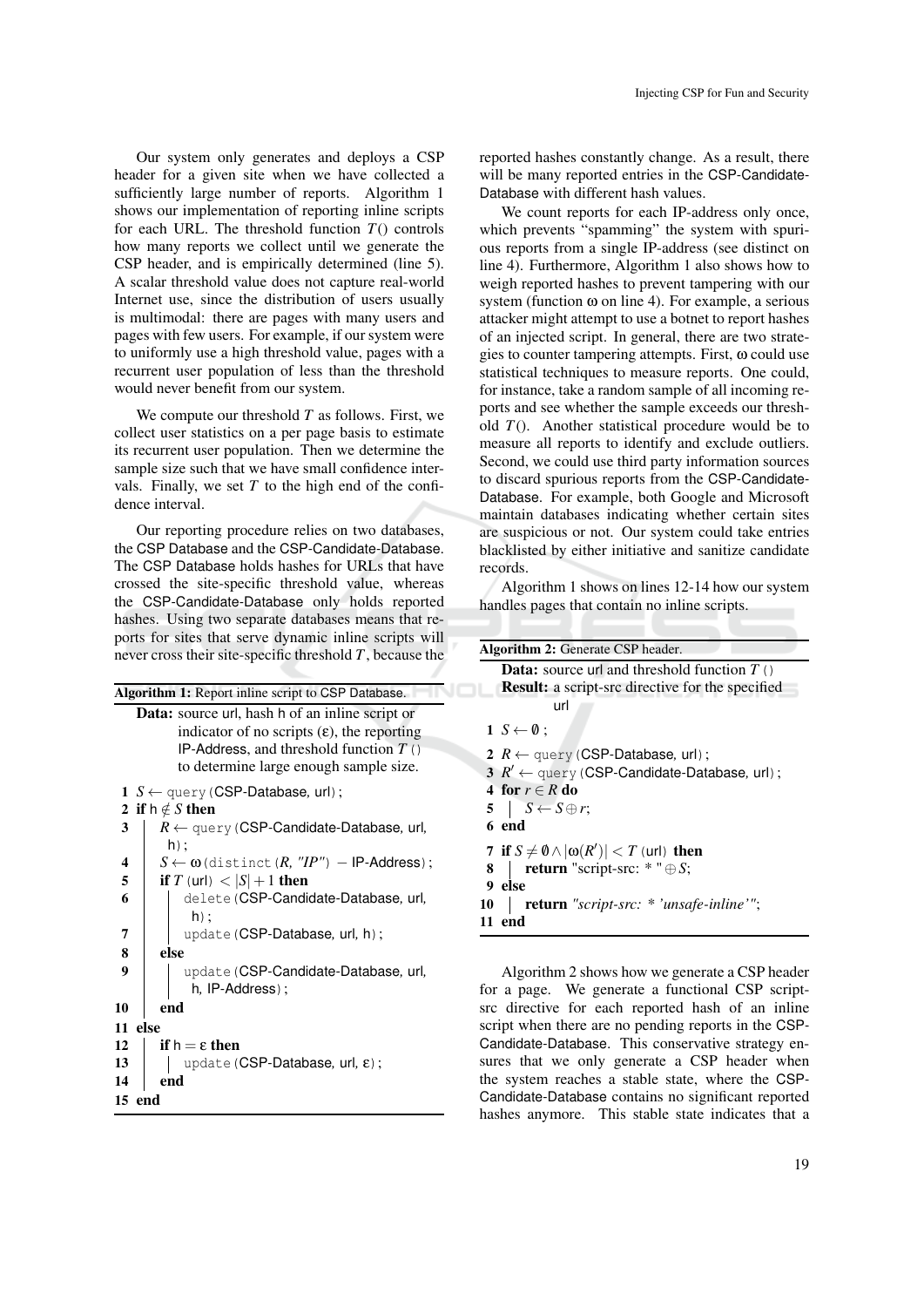Our system only generates and deploys a CSP header for a given site when we have collected a sufficiently large number of reports. Algorithm 1 shows our implementation of reporting inline scripts for each URL. The threshold function $T()$ controls how many reports we collect until we generate the CSP header, and is empirically determined (line 5). A scalar threshold value does not capture real-world Internet use, since the distribution of users usually is multimodal: there are pages with many users and pages with few users. For example, if our system were to uniformly use a high threshold value, pages with a recurrent user population of less than the threshold would never benefit from our system.

We compute our threshold $T$ as follows. First, we collect user statistics on a per page basis to estimate its recurrent user population. Then we determine the sample size such that we have small confidence intervals. Finally, we set $T$ to the high end of the confidence interval.

Our reporting procedure relies on two databases, the CSP Database and the CSP-Candidate-Database. The CSP Database holds hashes for URLs that have crossed the site-specific threshold value, whereas the CSP-Candidate-Database only holds reported hashes. Using two separate databases means that reports for sites that serve dynamic inline scripts will never cross their site-specific threshold $T$, because the reported hashes constantly change. As a result, there will be many reported entries in the CSP-Candidate-Database with different hash values.

**Algorithm 1:** Report inline script to CSP Database.

**Data:** source url, hash h of an inline script or indicator of no scripts ($\varepsilon$), the reporting IP-Address, and threshold function $T$() to determine large enough sample size.

```
1  S ← query(CSP-Database, url);
2  if h ∉ S then
3  |   R ← query(CSP-Candidate-Database, url, h);
4  |   S ← ω(distinct(R, "IP") − IP-Address);
5  |   if T(url) < |S| + 1 then
6  |   |   delete(CSP-Candidate-Database, url, h);
7  |   |   update(CSP-Database, url, h);
8  |   else
9  |   |   update(CSP-Candidate-Database, url, h, IP-Address);
10 |   end
11 else
12 |   if h = ε then
13 |   |   update(CSP-Database, url, ε);
14 |   end
15 end
```

We count reports for each IP-address only once, which prevents "spamming" the system with spurious reports from a single IP-address (see distinct on line 4). Furthermore, Algorithm 1 also shows how to weigh reported hashes to prevent tampering with our system (function $\omega$ on line 4). For example, a serious attacker might attempt to use a botnet to report hashes of an injected script. In general, there are two strategies to counter tampering attempts. First, $\omega$ could use statistical techniques to measure reports. One could, for instance, take a random sample of all incoming reports and see whether the sample exceeds our threshold $T()$. Another statistical procedure would be to measure all reports to identify and exclude outliers. Second, we could use third party information sources to discard spurious reports from the CSP-Candidate-Database. For example, both Google and Microsoft maintain databases indicating whether certain sites are suspicious or not. Our system could take entries blacklisted by either initiative and sanitize candidate records.

Algorithm 1 shows on lines 12-14 how our system handles pages that contain no inline scripts.

**Algorithm 2:** Generate CSP header.

**Data:** source url and threshold function $T$()
**Result:** a script-src directive for the specified url

```
1  S ← ∅;
2  R ← query(CSP-Database, url);
3  R' ← query(CSP-Candidate-Database, url);
4  for r ∈ R do
5  |   S ← S ⊕ r;
6  end
7  if S ≠ ∅ ∧ |ω(R')| < T(url) then
8  |   return "script-src: * " ⊕ S;
9  else
10 |   return "script-src: * 'unsafe-inline'";
11 end
```

Algorithm 2 shows how we generate a CSP header for a page. We generate a functional CSP script-src directive for each reported hash of an inline script when there are no pending reports in the CSP-Candidate-Database. This conservative strategy ensures that we only generate a CSP header when the system reaches a stable state, where the CSP-Candidate-Database contains no significant reported hashes anymore. This stable state indicates that a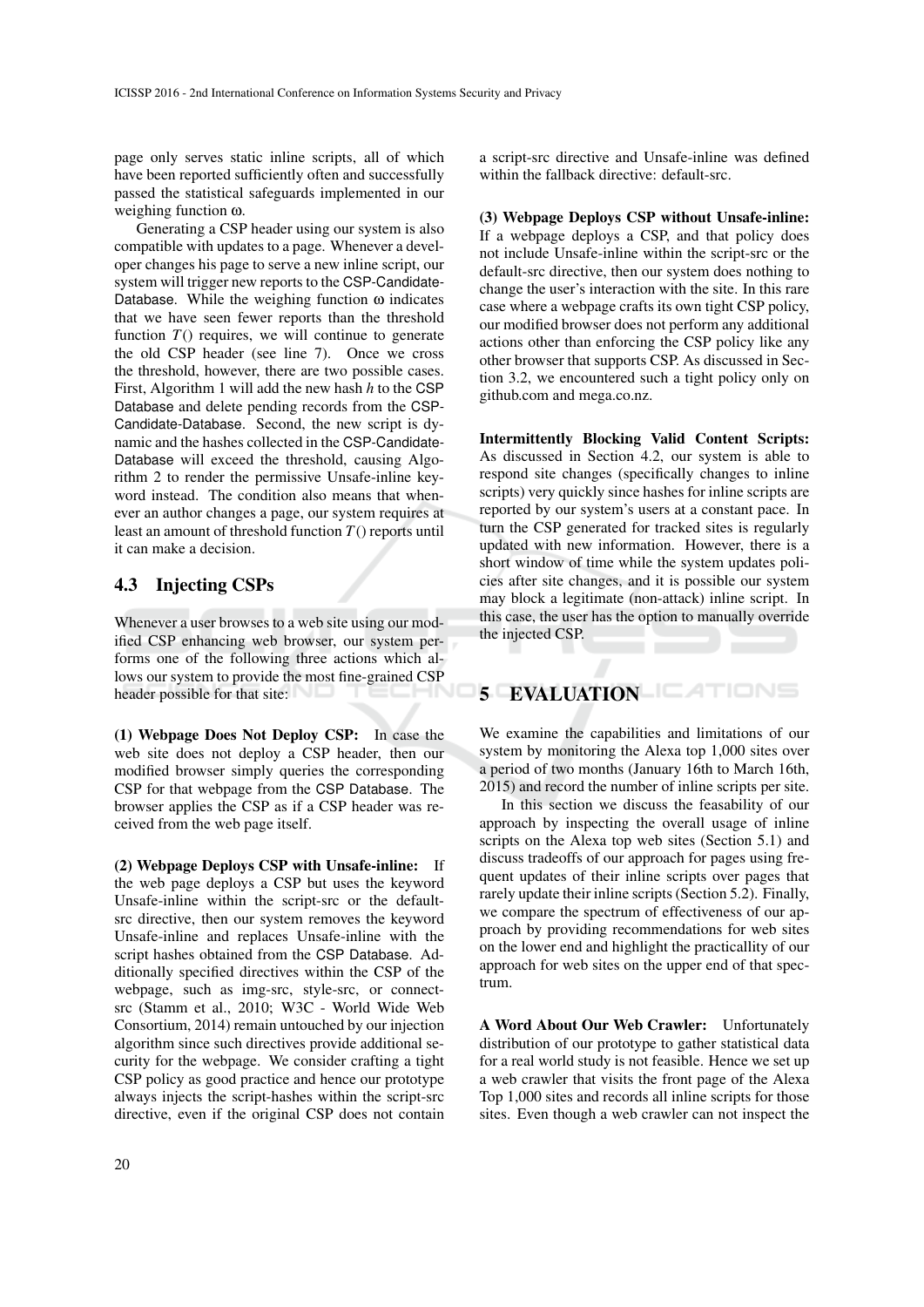page only serves static inline scripts, all of which have been reported sufficiently often and successfully passed the statistical safeguards implemented in our weighing function $\omega$.

Generating a CSP header using our system is also compatible with updates to a page. Whenever a developer changes his page to serve a new inline script, our system will trigger new reports to the CSP-Candidate-Database. While the weighing function $\omega$ indicates that we have seen fewer reports than the threshold function $T()$ requires, we will continue to generate the old CSP header (see line 7). Once we cross the threshold, however, there are two possible cases. First, Algorithm 1 will add the new hash $h$ to the CSP Database and delete pending records from the CSP-Candidate-Database. Second, the new script is dynamic and the hashes collected in the CSP-Candidate-Database will exceed the threshold, causing Algorithm 2 to render the permissive Unsafe-inline keyword instead. The condition also means that whenever an author changes a page, our system requires at least an amount of threshold function $T()$ reports until it can make a decision.

## 4.3 Injecting CSPs

Whenever a user browses to a web site using our modified CSP enhancing web browser, our system performs one of the following three actions which allows our system to provide the most fine-grained CSP header possible for that site:

**(1) Webpage Does Not Deploy CSP:** In case the web site does not deploy a CSP header, then our modified browser simply queries the corresponding CSP for that webpage from the CSP Database. The browser applies the CSP as if a CSP header was received from the web page itself.

**(2) Webpage Deploys CSP with Unsafe-inline:** If the web page deploys a CSP but uses the keyword Unsafe-inline within the script-src or the default-src directive, then our system removes the keyword Unsafe-inline and replaces Unsafe-inline with the script hashes obtained from the CSP Database. Additionally specified directives within the CSP of the webpage, such as img-src, style-src, or connect-src (Stamm et al., 2010; W3C - World Wide Web Consortium, 2014) remain untouched by our injection algorithm since such directives provide additional security for the webpage. We consider crafting a tight CSP policy as good practice and hence our prototype always injects the script-hashes within the script-src directive, even if the original CSP does not contain a script-src directive and Unsafe-inline was defined within the fallback directive: default-src.

**(3) Webpage Deploys CSP without Unsafe-inline:** If a webpage deploys a CSP, and that policy does not include Unsafe-inline within the script-src or the default-src directive, then our system does nothing to change the user's interaction with the site. In this rare case where a webpage crafts its own tight CSP policy, our modified browser does not perform any additional actions other than enforcing the CSP policy like any other browser that supports CSP. As discussed in Section 3.2, we encountered such a tight policy only on github.com and mega.co.nz.

**Intermittently Blocking Valid Content Scripts:** As discussed in Section 4.2, our system is able to respond site changes (specifically changes to inline scripts) very quickly since hashes for inline scripts are reported by our system's users at a constant pace. In turn the CSP generated for tracked sites is regularly updated with new information. However, there is a short window of time while the system updates policies after site changes, and it is possible our system may block a legitimate (non-attack) inline script. In this case, the user has the option to manually override the injected CSP.

# 5 EVALUATION

We examine the capabilities and limitations of our system by monitoring the Alexa top 1,000 sites over a period of two months (January 16th to March 16th, 2015) and record the number of inline scripts per site.

In this section we discuss the feasability of our approach by inspecting the overall usage of inline scripts on the Alexa top web sites (Section 5.1) and discuss tradeoffs of our approach for pages using frequent updates of their inline scripts over pages that rarely update their inline scripts (Section 5.2). Finally, we compare the spectrum of effectiveness of our approach by providing recommendations for web sites on the lower end and highlight the practicallity of our approach for web sites on the upper end of that spectrum.

**A Word About Our Web Crawler:** Unfortunately distribution of our prototype to gather statistical data for a real world study is not feasible. Hence we set up a web crawler that visits the front page of the Alexa Top 1,000 sites and records all inline scripts for those sites. Even though a web crawler can not inspect the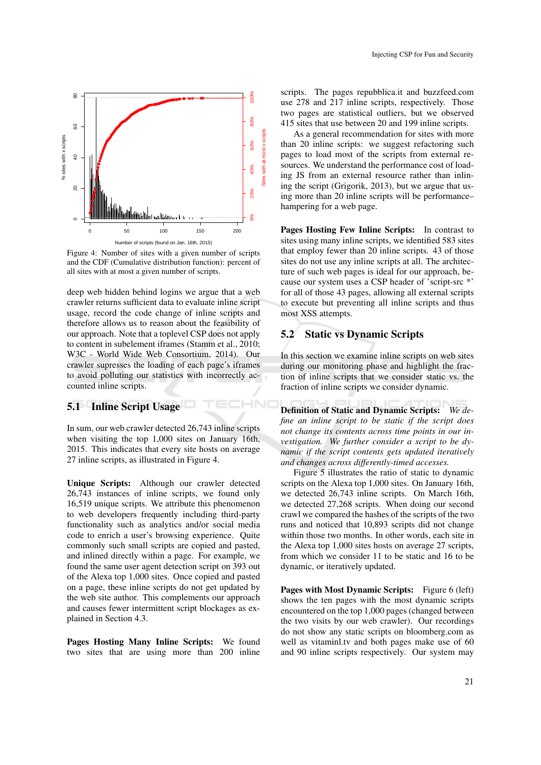Figure 4: Number of sites with a given number of scripts and the CDF (Cumulative distribution function): percent of all sites with at most a given number of scripts.

deep web hidden behind logins we argue that a web crawler returns sufficient data to evaluate inline script usage, record the code change of inline scripts and therefore allows us to reason about the feasibility of our approach. Note that a toplevel CSP does not apply to content in subelement iframes (Stamm et al., 2010; W3C - World Wide Web Consortium, 2014). Our crawler supresses the loading of each page's iframes to avoid polluting our statistics with incorrectly accounted inline scripts.

## 5.1 Inline Script Usage

In sum, our web crawler detected 26,743 inline scripts when visiting the top 1,000 sites on January 16th, 2015. This indicates that every site hosts on average 27 inline scripts, as illustrated in Figure 4.

**Unique Scripts:** Although our crawler detected 26,743 instances of inline scripts, we found only 16,519 unique scripts. We attribute this phenomenon to web developers frequently including third-party functionality such as analytics and/or social media code to enrich a user's browsing experience. Quite commonly such small scripts are copied and pasted, and inlined directly within a page. For example, we found the same user agent detection script on 393 out of the Alexa top 1,000 sites. Once copied and pasted on a page, these inline scripts do not get updated by the web site author. This complements our approach and causes fewer intermittent script blockages as explained in Section 4.3.

**Pages Hosting Many Inline Scripts:** We found two sites that are using more than 200 inline scripts. The pages repubblica.it and buzzfeed.com use 278 and 217 inline scripts, respectively. Those two pages are statistical outliers, but we observed 415 sites that use between 20 and 199 inline scripts.

As a general recommendation for sites with more than 20 inline scripts: we suggest refactoring such pages to load most of the scripts from external resources. We understand the performance cost of loading JS from an external resource rather than inlining the script (Grigorik, 2013), but we argue that using more than 20 inline scripts will be performance–hampering for a web page.

**Pages Hosting Few Inline Scripts:** In contrast to sites using many inline scripts, we identified 583 sites that employ fewer than 20 inline scripts. 43 of those sites do not use any inline scripts at all. The architecture of such web pages is ideal for our approach, because our system uses a CSP header of 'script-src *' for all of those 43 pages, allowing all external scripts to execute but preventing all inline scripts and thus most XSS attempts.

## 5.2 Static vs Dynamic Scripts

In this section we examine inline scripts on web sites during our monitoring phase and highlight the fraction of inline scripts that we consider static vs. the fraction of inline scripts we consider dynamic.

**Definition of Static and Dynamic Scripts:** *We define an inline script to be static if the script does not change its contents across time points in our investigation. We further consider a script to be dynamic if the script contents gets updated iteratively and changes across differently-timed accesses.*

Figure 5 illustrates the ratio of static to dynamic scripts on the Alexa top 1,000 sites. On January 16th, we detected 26,743 inline scripts. On March 16th, we detected 27,268 scripts. When doing our second crawl we compared the hashes of the scripts of the two runs and noticed that 10,893 scripts did not change within those two months. In other words, each site in the Alexa top 1,000 sites hosts on average 27 scripts, from which we consider 11 to be static and 16 to be dynamic, or iteratively updated.

**Pages with Most Dynamic Scripts:** Figure 6 (left) shows the ten pages with the most dynamic scripts encountered on the top 1,000 pages (changed between the two visits by our web crawler). Our recordings do not show any static scripts on bloomberg.com as well as vitaminl.tv and both pages make use of 60 and 90 inline scripts respectively. Our system may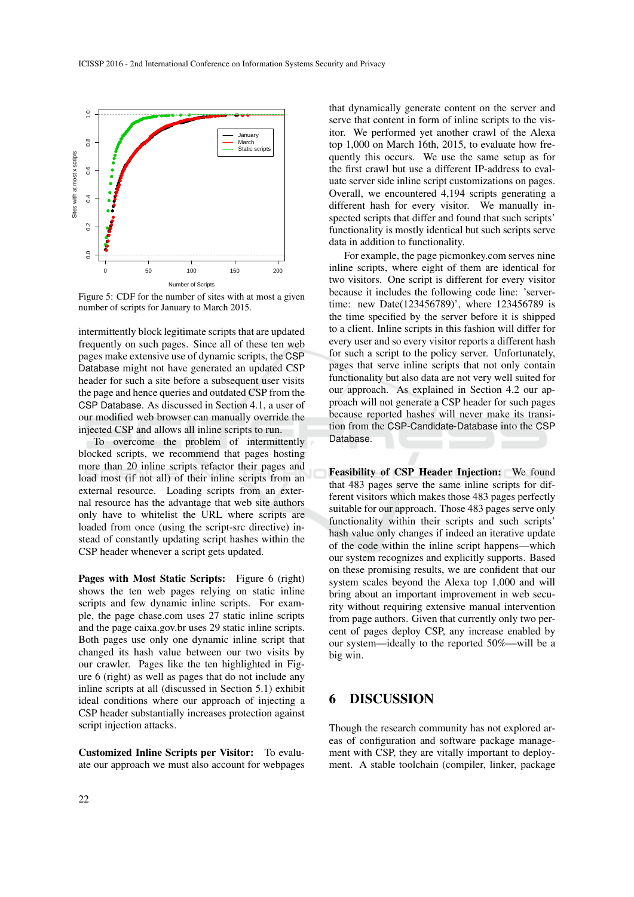Figure 5: CDF for the number of sites with at most a given number of scripts for January to March 2015.

intermittently block legitimate scripts that are updated frequently on such pages. Since all of these ten web pages make extensive use of dynamic scripts, the CSP Database might not have generated an updated CSP header for such a site before a subsequent user visits the page and hence queries and outdated CSP from the CSP Database. As discussed in Section 4.1, a user of our modified web browser can manually override the injected CSP and allows all inline scripts to run.

To overcome the problem of intermittently blocked scripts, we recommend that pages hosting more than 20 inline scripts refactor their pages and load most (if not all) of their inline scripts from an external resource. Loading scripts from an external resource has the advantage that web site authors only have to whitelist the URL where scripts are loaded from once (using the script-src directive) instead of constantly updating script hashes within the CSP header whenever a script gets updated.

**Pages with Most Static Scripts:** Figure 6 (right) shows the ten web pages relying on static inline scripts and few dynamic inline scripts. For example, the page chase.com uses 27 static inline scripts and the page caixa.gov.br uses 29 static inline scripts. Both pages use only one dynamic inline script that changed its hash value between our two visits by our crawler. Pages like the ten highlighted in Figure 6 (right) as well as pages that do not include any inline scripts at all (discussed in Section 5.1) exhibit ideal conditions where our approach of injecting a CSP header substantially increases protection against script injection attacks.

**Customized Inline Scripts per Visitor:** To evaluate our approach we must also account for webpages that dynamically generate content on the server and serve that content in form of inline scripts to the visitor. We performed yet another crawl of the Alexa top 1,000 on March 16th, 2015, to evaluate how frequently this occurs. We use the same setup as for the first crawl but use a different IP-address to evaluate server side inline script customizations on pages. Overall, we encountered 4,194 scripts generating a different hash for every visitor. We manually inspected scripts that differ and found that such scripts' functionality is mostly identical but such scripts serve data in addition to functionality.

For example, the page picmonkey.com serves nine inline scripts, where eight of them are identical for two visitors. One script is different for every visitor because it includes the following code line: 'servertime: new Date(123456789)', where 123456789 is the time specified by the server before it is shipped to a client. Inline scripts in this fashion will differ for every user and so every visitor reports a different hash for such a script to the policy server. Unfortunately, pages that serve inline scripts that not only contain functionality but also data are not very well suited for our approach. As explained in Section 4.2 our approach will not generate a CSP header for such pages because reported hashes will never make its transition from the CSP-Candidate-Database into the CSP Database.

**Feasibility of CSP Header Injection:** We found that 483 pages serve the same inline scripts for different visitors which makes those 483 pages perfectly suitable for our approach. Those 483 pages serve only functionality within their scripts and such scripts' hash value only changes if indeed an iterative update of the code within the inline script happens—which our system recognizes and explicitly supports. Based on these promising results, we are confident that our system scales beyond the Alexa top 1,000 and will bring about an important improvement in web security without requiring extensive manual intervention from page authors. Given that currently only two percent of pages deploy CSP, any increase enabled by our system—ideally to the reported 50%—will be a big win.

# 6 DISCUSSION

Though the research community has not explored areas of configuration and software package management with CSP, they are vitally important to deployment. A stable toolchain (compiler, linker, package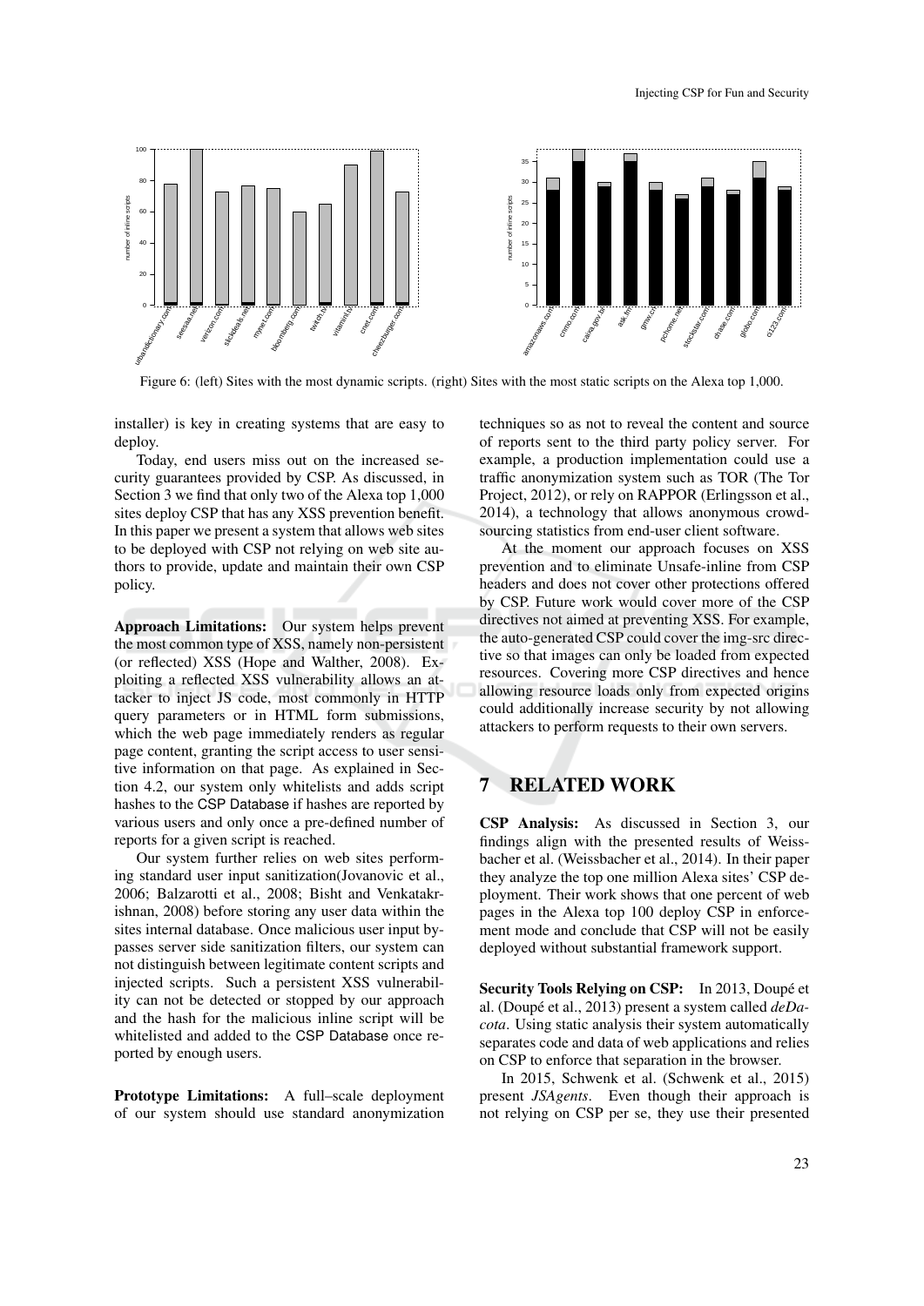Figure 6: (left) Sites with the most dynamic scripts. (right) Sites with the most static scripts on the Alexa top 1,000.

installer) is key in creating systems that are easy to deploy.

Today, end users miss out on the increased security guarantees provided by CSP. As discussed, in Section 3 we find that only two of the Alexa top 1,000 sites deploy CSP that has any XSS prevention benefit. In this paper we present a system that allows web sites to be deployed with CSP not relying on web site authors to provide, update and maintain their own CSP policy.

**Approach Limitations:** Our system helps prevent the most common type of XSS, namely non-persistent (or reflected) XSS (Hope and Walther, 2008). Exploiting a reflected XSS vulnerability allows an attacker to inject JS code, most commonly in HTTP query parameters or in HTML form submissions, which the web page immediately renders as regular page content, granting the script access to user sensitive information on that page. As explained in Section 4.2, our system only whitelists and adds script hashes to the CSP Database if hashes are reported by various users and only once a pre-defined number of reports for a given script is reached.

Our system further relies on web sites performing standard user input sanitization(Jovanovic et al., 2006; Balzarotti et al., 2008; Bisht and Venkatakrishnan, 2008) before storing any user data within the sites internal database. Once malicious user input bypasses server side sanitization filters, our system can not distinguish between legitimate content scripts and injected scripts. Such a persistent XSS vulnerability can not be detected or stopped by our approach and the hash for the malicious inline script will be whitelisted and added to the CSP Database once reported by enough users.

**Prototype Limitations:** A full–scale deployment of our system should use standard anonymization techniques so as not to reveal the content and source of reports sent to the third party policy server. For example, a production implementation could use a traffic anonymization system such as TOR (The Tor Project, 2012), or rely on RAPPOR (Erlingsson et al., 2014), a technology that allows anonymous crowdsourcing statistics from end-user client software.

At the moment our approach focuses on XSS prevention and to eliminate Unsafe-inline from CSP headers and does not cover other protections offered by CSP. Future work would cover more of the CSP directives not aimed at preventing XSS. For example, the auto-generated CSP could cover the img-src directive so that images can only be loaded from expected resources. Covering more CSP directives and hence allowing resource loads only from expected origins could additionally increase security by not allowing attackers to perform requests to their own servers.

# 7 RELATED WORK

**CSP Analysis:** As discussed in Section 3, our findings align with the presented results of Weissbacher et al. (Weissbacher et al., 2014). In their paper they analyze the top one million Alexa sites' CSP deployment. Their work shows that one percent of web pages in the Alexa top 100 deploy CSP in enforcement mode and conclude that CSP will not be easily deployed without substantial framework support.

**Security Tools Relying on CSP:** In 2013, Doupé et al. (Doupé et al., 2013) present a system called *deDacota*. Using static analysis their system automatically separates code and data of web applications and relies on CSP to enforce that separation in the browser.

In 2015, Schwenk et al. (Schwenk et al., 2015) present *JSAgents*. Even though their approach is not relying on CSP per se, they use their presented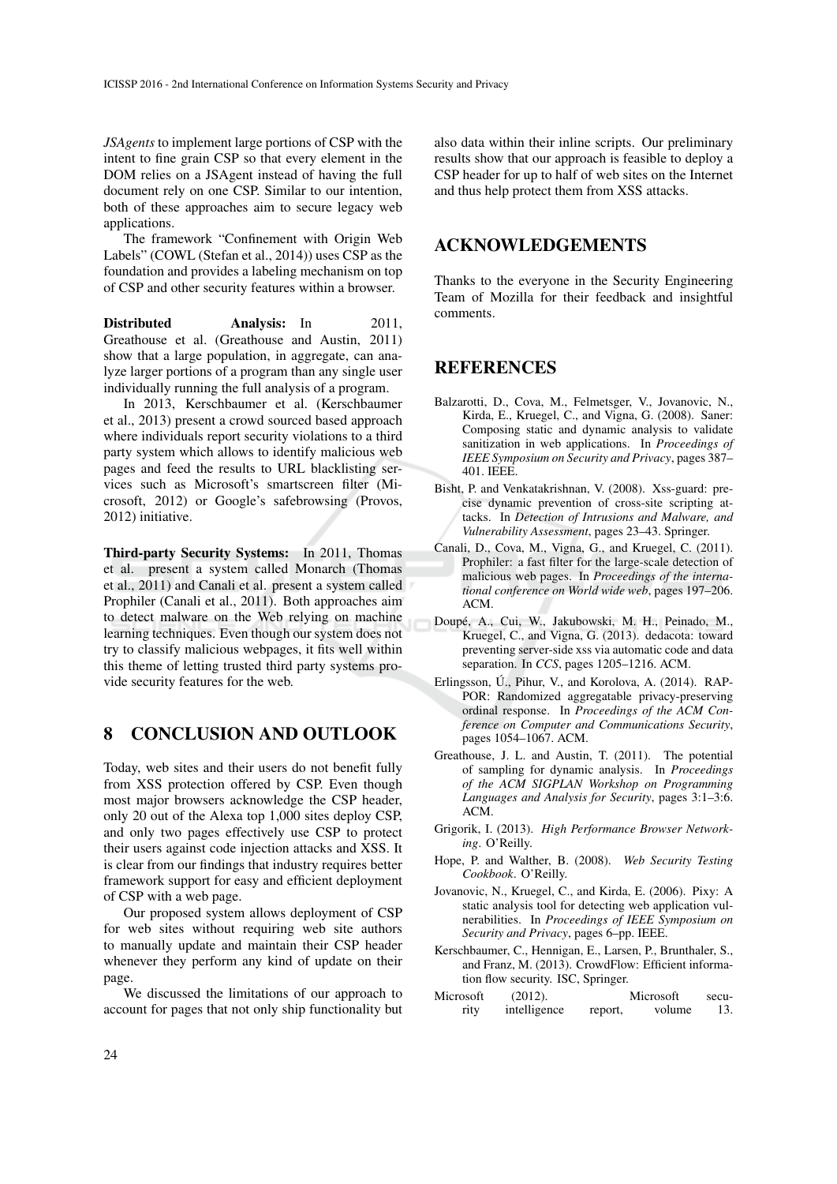*JSAgents* to implement large portions of CSP with the intent to fine grain CSP so that every element in the DOM relies on a JSAgent instead of having the full document rely on one CSP. Similar to our intention, both of these approaches aim to secure legacy web applications.

The framework "Confinement with Origin Web Labels" (COWL (Stefan et al., 2014)) uses CSP as the foundation and provides a labeling mechanism on top of CSP and other security features within a browser.

**Distributed Analysis:** In 2011, Greathouse et al. (Greathouse and Austin, 2011) show that a large population, in aggregate, can analyze larger portions of a program than any single user individually running the full analysis of a program.

In 2013, Kerschbaumer et al. (Kerschbaumer et al., 2013) present a crowd sourced based approach where individuals report security violations to a third party system which allows to identify malicious web pages and feed the results to URL blacklisting services such as Microsoft's smartscreen filter (Microsoft, 2012) or Google's safebrowsing (Provos, 2012) initiative.

**Third-party Security Systems:** In 2011, Thomas et al. present a system called Monarch (Thomas et al., 2011) and Canali et al. present a system called Prophiler (Canali et al., 2011). Both approaches aim to detect malware on the Web relying on machine learning techniques. Even though our system does not try to classify malicious webpages, it fits well within this theme of letting trusted third party systems provide security features for the web.

## 8 CONCLUSION AND OUTLOOK

Today, web sites and their users do not benefit fully from XSS protection offered by CSP. Even though most major browsers acknowledge the CSP header, only 20 out of the Alexa top 1,000 sites deploy CSP, and only two pages effectively use CSP to protect their users against code injection attacks and XSS. It is clear from our findings that industry requires better framework support for easy and efficient deployment of CSP with a web page.

Our proposed system allows deployment of CSP for web sites without requiring web site authors to manually update and maintain their CSP header whenever they perform any kind of update on their page.

We discussed the limitations of our approach to account for pages that not only ship functionality but also data within their inline scripts. Our preliminary results show that our approach is feasible to deploy a CSP header for up to half of web sites on the Internet and thus help protect them from XSS attacks.

## ACKNOWLEDGEMENTS

Thanks to the everyone in the Security Engineering Team of Mozilla for their feedback and insightful comments.

## REFERENCES

Balzarotti, D., Cova, M., Felmetsger, V., Jovanovic, N., Kirda, E., Kruegel, C., and Vigna, G. (2008). Saner: Composing static and dynamic analysis to validate sanitization in web applications. In *Proceedings of IEEE Symposium on Security and Privacy*, pages 387–401. IEEE.

Bisht, P. and Venkatakrishnan, V. (2008). Xss-guard: precise dynamic prevention of cross-site scripting attacks. In *Detection of Intrusions and Malware, and Vulnerability Assessment*, pages 23–43. Springer.

Canali, D., Cova, M., Vigna, G., and Kruegel, C. (2011). Prophiler: a fast filter for the large-scale detection of malicious web pages. In *Proceedings of the international conference on World wide web*, pages 197–206. ACM.

Doupé, A., Cui, W., Jakubowski, M. H., Peinado, M., Kruegel, C., and Vigna, G. (2013). dedacota: toward preventing server-side xss via automatic code and data separation. In *CCS*, pages 1205–1216. ACM.

Erlingsson, Ú., Pihur, V., and Korolova, A. (2014). RAPPOR: Randomized aggregatable privacy-preserving ordinal response. In *Proceedings of the ACM Conference on Computer and Communications Security*, pages 1054–1067. ACM.

Greathouse, J. L. and Austin, T. (2011). The potential of sampling for dynamic analysis. In *Proceedings of the ACM SIGPLAN Workshop on Programming Languages and Analysis for Security*, pages 3:1–3:6. ACM.

Grigorik, I. (2013). *High Performance Browser Networking*. O'Reilly.

Hope, P. and Walther, B. (2008). *Web Security Testing Cookbook*. O'Reilly.

Jovanovic, N., Kruegel, C., and Kirda, E. (2006). Pixy: A static analysis tool for detecting web application vulnerabilities. In *Proceedings of IEEE Symposium on Security and Privacy*, pages 6–pp. IEEE.

Kerschbaumer, C., Hennigan, E., Larsen, P., Brunthaler, S., and Franz, M. (2013). CrowdFlow: Efficient information flow security. ISC, Springer.

Microsoft (2012). Microsoft security intelligence report, volume 13.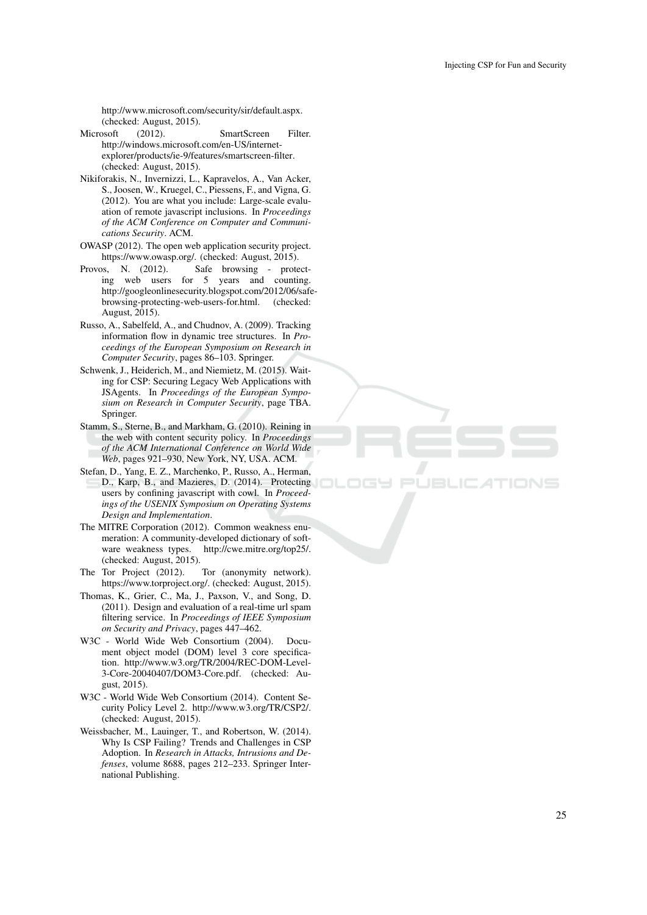http://www.microsoft.com/security/sir/default.aspx. (checked: August, 2015).

Microsoft (2012). SmartScreen Filter. http://windows.microsoft.com/en-US/internet-explorer/products/ie-9/features/smartscreen-filter. (checked: August, 2015).

Nikiforakis, N., Invernizzi, L., Kapravelos, A., Van Acker, S., Joosen, W., Kruegel, C., Piessens, F., and Vigna, G. (2012). You are what you include: Large-scale evaluation of remote javascript inclusions. In *Proceedings of the ACM Conference on Computer and Communications Security*. ACM.

OWASP (2012). The open web application security project. https://www.owasp.org/. (checked: August, 2015).

Provos, N. (2012). Safe browsing - protecting web users for 5 years and counting. http://googleonlinesecurity.blogspot.com/2012/06/safe-browsing-protecting-web-users-for.html. (checked: August, 2015).

Russo, A., Sabelfeld, A., and Chudnov, A. (2009). Tracking information flow in dynamic tree structures. In *Proceedings of the European Symposium on Research in Computer Security*, pages 86–103. Springer.

Schwenk, J., Heiderich, M., and Niemietz, M. (2015). Waiting for CSP: Securing Legacy Web Applications with JSAgents. In *Proceedings of the European Symposium on Research in Computer Security*, page TBA. Springer.

Stamm, S., Sterne, B., and Markham, G. (2010). Reining in the web with content security policy. In *Proceedings of the ACM International Conference on World Wide Web*, pages 921–930, New York, NY, USA. ACM.

Stefan, D., Yang, E. Z., Marchenko, P., Russo, A., Herman, D., Karp, B., and Mazieres, D. (2014). Protecting users by confining javascript with cowl. In *Proceedings of the USENIX Symposium on Operating Systems Design and Implementation*.

The MITRE Corporation (2012). Common weakness enumeration: A community-developed dictionary of software weakness types. http://cwe.mitre.org/top25/. (checked: August, 2015).

The Tor Project (2012). Tor (anonymity network). https://www.torproject.org/. (checked: August, 2015).

Thomas, K., Grier, C., Ma, J., Paxson, V., and Song, D. (2011). Design and evaluation of a real-time url spam filtering service. In *Proceedings of IEEE Symposium on Security and Privacy*, pages 447–462.

W3C - World Wide Web Consortium (2004). Document object model (DOM) level 3 core specification. http://www.w3.org/TR/2004/REC-DOM-Level-3-Core-20040407/DOM3-Core.pdf. (checked: August, 2015).

W3C - World Wide Web Consortium (2014). Content Security Policy Level 2. http://www.w3.org/TR/CSP2/. (checked: August, 2015).

Weissbacher, M., Lauinger, T., and Robertson, W. (2014). Why Is CSP Failing? Trends and Challenges in CSP Adoption. In *Research in Attacks, Intrusions and Defenses*, volume 8688, pages 212–233. Springer International Publishing.